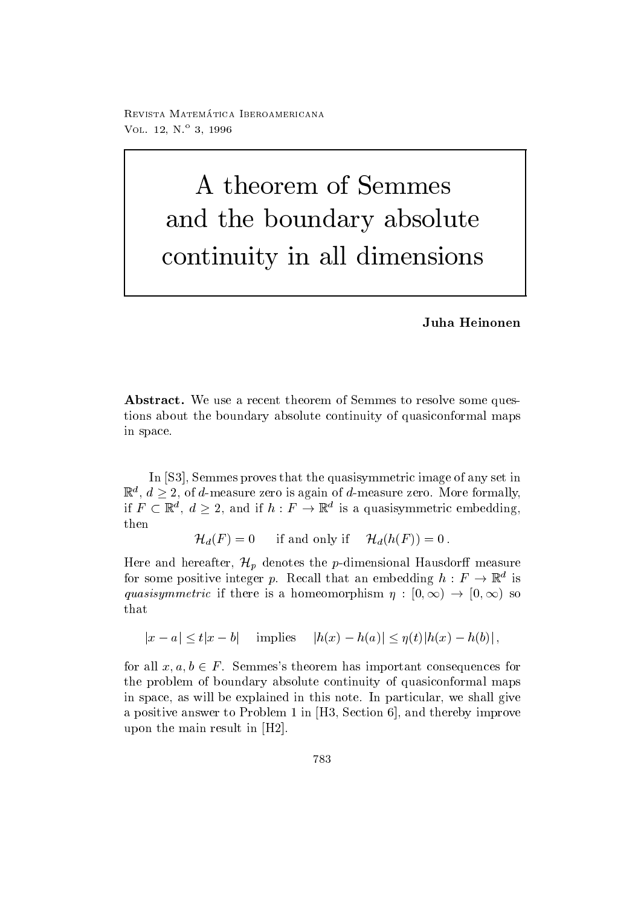# A theorem of Semmes and the boundary absolute continuity in all dimensions

**Juha Heinonen**

**Abstract.** We use a recent theorem of Semmes to resolve some questions about the boundary absolute continuity of quasiconformal maps in space.

In [S3], Semmes proves that the quasisymmetric image of any set in $\mathbb{R}^d$, $d \geq 2$, of $d$-measure zero is again of $d$-measure zero. More formally, if $F \subset \mathbb{R}^d$, $d \geq 2$, and if $h : F \to \mathbb{R}^d$ is a quasisymmetric embedding, then

$$\mathcal{H}_d(F) = 0 \qquad \text{if and only if} \qquad \mathcal{H}_d(h(F)) = 0\,.$$

Here and hereafter, $\mathcal{H}_p$ denotes the $p$-dimensional Hausdorff measure for some positive integer $p$. Recall that an embedding $h : F \to \mathbb{R}^d$ is *quasisymmetric* if there is a homeomorphism $\eta : [0, \infty) \to [0, \infty)$ so that

$$|x - a| \leq t|x - b| \quad \text{ implies } \quad |h(x) - h(a)| \leq \eta(t)\,|h(x) - h(b)|\,,$$

for all $x, a, b \in F$. Semmes's theorem has important consequences for the problem of boundary absolute continuity of quasiconformal maps in space, as will be explained in this note. In particular, we shall give a positive answer to Problem 1 in [H3, Section 6], and thereby improve upon the main result in [H2].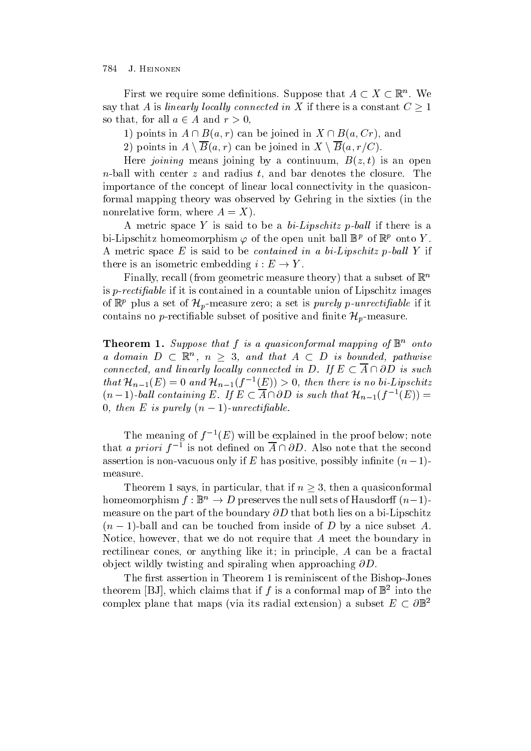First we require some definitions. Suppose that $A \subset X \subset \mathbb{R}^n$. We say that $A$ is *linearly locally connected in* $X$ if there is a constant $C \geq 1$ so that, for all $a \in A$ and $r > 0$,

1) points in $A \cap B(a,r)$ can be joined in $X \cap B(a, Cr)$, and

2) points in $A \setminus \overline{B}(a,r)$ can be joined in $X \setminus \overline{B}(a, r/C)$.

Here *joining* means joining by a continuum, $B(z,t)$ is an open $n$-ball with center $z$ and radius $t$, and bar denotes the closure. The importance of the concept of linear local connectivity in the quasiconformal mapping theory was observed by Gehring in the sixties (in the nonrelative form, where $A = X$).

A metric space $Y$ is said to be a *bi-Lipschitz $p$-ball* if there is a bi-Lipschitz homeomorphism $\varphi$ of the open unit ball $\mathbb{B}^p$ of $\mathbb{R}^p$ onto $Y$. A metric space $E$ is said to be *contained in a bi-Lipschitz $p$-ball* $Y$ if there is an isometric embedding $i : E \to Y$.

Finally, recall (from geometric measure theory) that a subset of $\mathbb{R}^n$ is *$p$-rectifiable* if it is contained in a countable union of Lipschitz images of $\mathbb{R}^p$ plus a set of $\mathcal{H}_p$-measure zero; a set is *purely $p$-unrectifiable* if it contains no $p$-rectifiable subset of positive and finite $\mathcal{H}_p$-measure.

**Theorem 1.** *Suppose that $f$ is a quasiconformal mapping of $\mathbb{B}^n$ onto a domain $D \subset \mathbb{R}^n$, $n \geq 3$, and that $A \subset D$ is bounded, pathwise connected, and linearly locally connected in $D$. If $E \subset \overline{A} \cap \partial D$ is such that $\mathcal{H}_{n-1}(E) = 0$ and $\mathcal{H}_{n-1}(f^{-1}(E)) > 0$, then there is no bi-Lipschitz $(n-1)$-ball containing $E$. If $E \subset \overline{A} \cap \partial D$ is such that $\mathcal{H}_{n-1}(f^{-1}(E)) = 0$, then $E$ is purely $(n-1)$-unrectifiable.*

The meaning of $f^{-1}(E)$ will be explained in the proof below; note that *a priori* $f^{-1}$ is not defined on $\overline{A} \cap \partial D$. Also note that the second assertion is non-vacuous only if $E$ has positive, possibly infinite $(n-1)$-measure.

Theorem 1 says, in particular, that if $n \geq 3$, then a quasiconformal homeomorphism $f : \mathbb{B}^n \to D$ preserves the null sets of Hausdorff $(n-1)$-measure on the part of the boundary $\partial D$ that both lies on a bi-Lipschitz $(n-1)$-ball and can be touched from inside of $D$ by a nice subset $A$. Notice, however, that we do not require that $A$ meet the boundary in rectilinear cones, or anything like it; in principle, $A$ can be a fractal object wildly twisting and spiraling when approaching $\partial D$.

The first assertion in Theorem 1 is reminiscent of the Bishop-Jones theorem [BJ], which claims that if $f$ is a conformal map of $\mathbb{B}^2$ into the complex plane that maps (via its radial extension) a subset $E \subset \partial\mathbb{B}^2$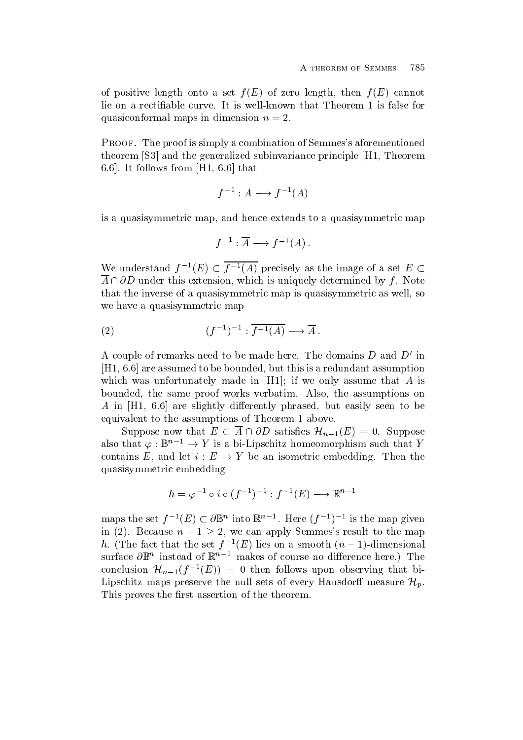of positive length onto a set $f(E)$ of zero length, then $f(E)$ cannot lie on a rectifiable curve. It is well-known that Theorem 1 is false for quasiconformal maps in dimension $n = 2$.

Proof. The proof is simply a combination of Semmes's aforementioned theorem [S3] and the generalized subinvariance principle [H1, Theorem 6.6]. It follows from [H1, 6.6] that

$$f^{-1} : A \longrightarrow f^{-1}(A)$$

is a quasisymmetric map, and hence extends to a quasisymmetric map

$$f^{-1} : \overline{A} \longrightarrow \overline{f^{-1}(A)}\,.$$

We understand $f^{-1}(E) \subset \overline{f^{-1}(A)}$ precisely as the image of a set $E \subset \overline{A} \cap \partial D$ under this extension, which is uniquely determined by $f$. Note that the inverse of a quasisymmetric map is quasisymmetric as well, so we have a quasisymmetric map

$$(f^{-1})^{-1} : \overline{f^{-1}(A)} \longrightarrow \overline{A}\,. \tag{2}$$

A couple of remarks need to be made here. The domains $D$ and $D'$ in [H1, 6.6] are assumed to be bounded, but this is a redundant assumption which was unfortunately made in [H1]; if we only assume that $A$ is bounded, the same proof works verbatim. Also, the assumptions on $A$ in [H1, 6.6] are slightly differently phrased, but easily seen to be equivalent to the assumptions of Theorem 1 above.

Suppose now that $E \subset \overline{A} \cap \partial D$ satisfies $\mathcal{H}_{n-1}(E) = 0$. Suppose also that $\varphi : \mathbb{B}^{n-1} \to Y$ is a bi-Lipschitz homeomorphism such that $Y$ contains $E$, and let $i : E \to Y$ be an isometric embedding. Then the quasisymmetric embedding

$$h = \varphi^{-1} \circ i \circ (f^{-1})^{-1} : f^{-1}(E) \longrightarrow \mathbb{R}^{n-1}$$

maps the set $f^{-1}(E) \subset \partial\mathbb{B}^n$ into $\mathbb{R}^{n-1}$. Here $(f^{-1})^{-1}$ is the map given in (2). Because $n - 1 \geq 2$, we can apply Semmes's result to the map $h$. (The fact that the set $f^{-1}(E)$ lies on a smooth $(n-1)$-dimensional surface $\partial\mathbb{B}^n$ instead of $\mathbb{R}^{n-1}$ makes of course no difference here.) The conclusion $\mathcal{H}_{n-1}(f^{-1}(E)) = 0$ then follows upon observing that bi-Lipschitz maps preserve the null sets of every Hausdorff measure $\mathcal{H}_p$. This proves the first assertion of the theorem.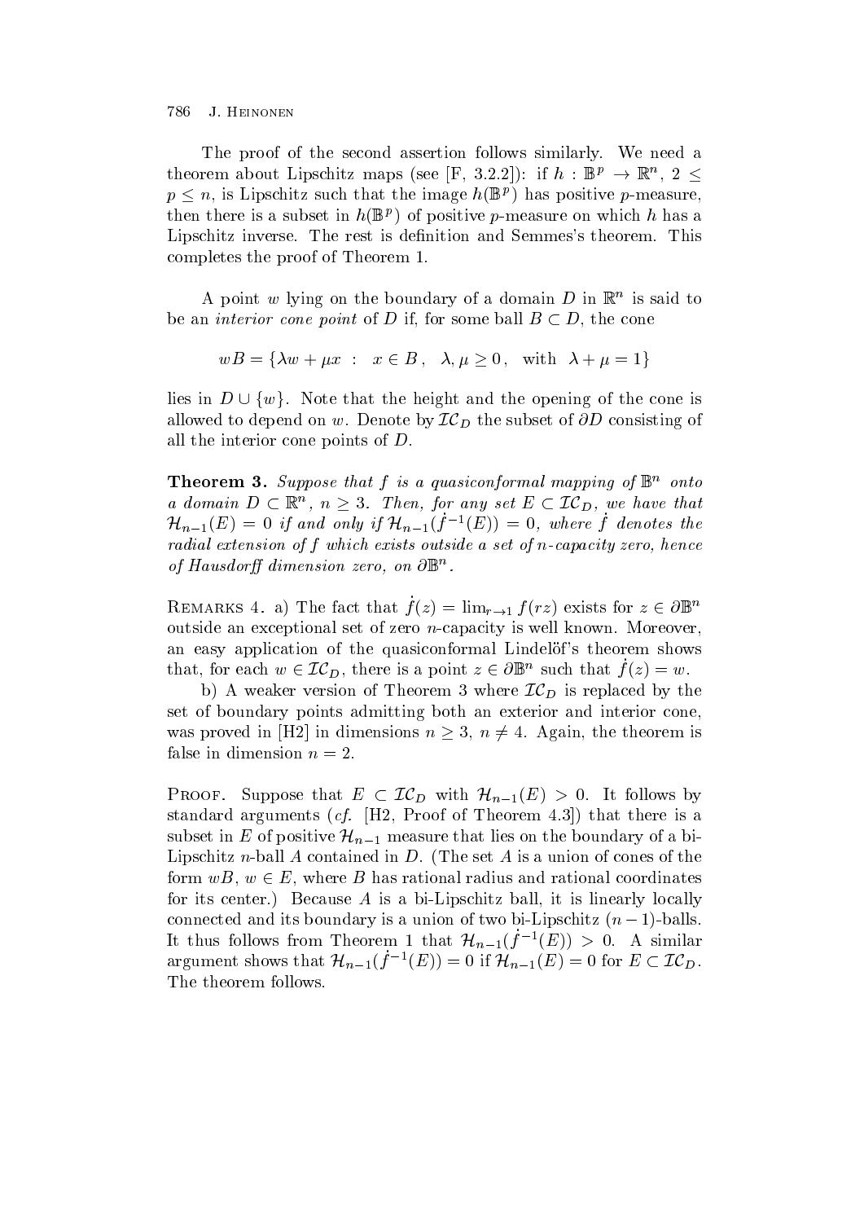The proof of the second assertion follows similarly. We need a theorem about Lipschitz maps (see [F, 3.2.2]): if $h : \mathbb{B}^p \to \mathbb{R}^n$, $2 \leq p \leq n$, is Lipschitz such that the image $h(\mathbb{B}^p)$ has positive $p$-measure, then there is a subset in $h(\mathbb{B}^p)$ of positive $p$-measure on which $h$ has a Lipschitz inverse. The rest is definition and Semmes's theorem. This completes the proof of Theorem 1.

A point $w$ lying on the boundary of a domain $D$ in $\mathbb{R}^n$ is said to be an *interior cone point* of $D$ if, for some ball $B \subset D$, the cone

$$wB = \{\lambda w + \mu x \ : \ x \in B\,, \ \ \lambda, \mu \geq 0\,, \ \ \text{with} \ \ \lambda + \mu = 1\}$$

lies in $D \cup \{w\}$. Note that the height and the opening of the cone is allowed to depend on $w$. Denote by $\mathcal{IC}_D$ the subset of $\partial D$ consisting of all the interior cone points of $D$.

**Theorem 3.** *Suppose that $f$ is a quasiconformal mapping of $\mathbb{B}^n$ onto a domain $D \subset \mathbb{R}^n$, $n \geq 3$. Then, for any set $E \subset \mathcal{IC}_D$, we have that $\mathcal{H}_{n-1}(E) = 0$ if and only if $\mathcal{H}_{n-1}(\dot{f}^{-1}(E)) = 0$, where $\dot{f}$ denotes the radial extension of $f$ which exists outside a set of $n$-capacity zero, hence of Hausdorff dimension zero, on $\partial\mathbb{B}^n$.*

Remarks 4. a) The fact that $\dot{f}(z) = \lim_{r\to 1} f(rz)$ exists for $z \in \partial\mathbb{B}^n$ outside an exceptional set of zero $n$-capacity is well known. Moreover, an easy application of the quasiconformal Lindelöf's theorem shows that, for each $w \in \mathcal{IC}_D$, there is a point $z \in \partial\mathbb{B}^n$ such that $\dot{f}(z) = w$.

b) A weaker version of Theorem 3 where $\mathcal{IC}_D$ is replaced by the set of boundary points admitting both an exterior and interior cone, was proved in [H2] in dimensions $n \geq 3$, $n \neq 4$. Again, the theorem is false in dimension $n = 2$.

Proof. Suppose that $E \subset \mathcal{IC}_D$ with $\mathcal{H}_{n-1}(E) > 0$. It follows by standard arguments (*cf.* [H2, Proof of Theorem 4.3]) that there is a subset in $E$ of positive $\mathcal{H}_{n-1}$ measure that lies on the boundary of a bi-Lipschitz $n$-ball $A$ contained in $D$. (The set $A$ is a union of cones of the form $wB$, $w \in E$, where $B$ has rational radius and rational coordinates for its center.) Because $A$ is a bi-Lipschitz ball, it is linearly locally connected and its boundary is a union of two bi-Lipschitz $(n-1)$-balls. It thus follows from Theorem 1 that $\mathcal{H}_{n-1}(\dot{f}^{-1}(E)) > 0$. A similar argument shows that $\mathcal{H}_{n-1}(\dot{f}^{-1}(E)) = 0$ if $\mathcal{H}_{n-1}(E) = 0$ for $E \subset \mathcal{IC}_D$. The theorem follows.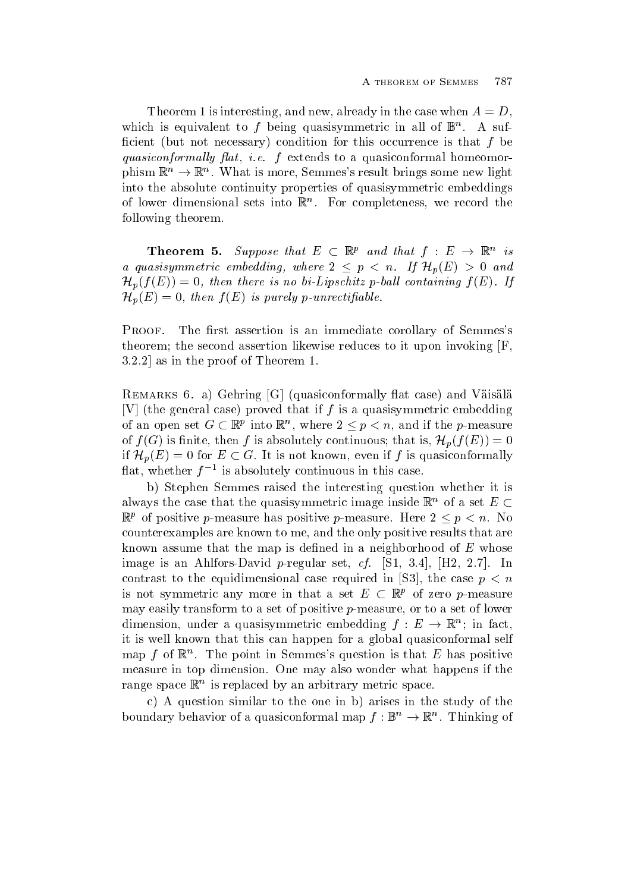Theorem 1 is interesting, and new, already in the case when $A = D$, which is equivalent to $f$ being quasisymmetric in all of $\mathbb{B}^n$. A sufficient (but not necessary) condition for this occurrence is that $f$ be *quasiconformally flat*, *i.e.* $f$ extends to a quasiconformal homeomorphism $\mathbb{R}^n \to \mathbb{R}^n$. What is more, Semmes's result brings some new light into the absolute continuity properties of quasisymmetric embeddings of lower dimensional sets into $\mathbb{R}^n$. For completeness, we record the following theorem.

**Theorem 5.** *Suppose that $E \subset \mathbb{R}^p$ and that $f : E \to \mathbb{R}^n$ is a quasisymmetric embedding, where $2 \leq p < n$. If $\mathcal{H}_p(E) > 0$ and $\mathcal{H}_p(f(E)) = 0$, then there is no bi-Lipschitz $p$-ball containing $f(E)$. If $\mathcal{H}_p(E) = 0$, then $f(E)$ is purely $p$-unrectifiable.*

Proof. The first assertion is an immediate corollary of Semmes's theorem; the second assertion likewise reduces to it upon invoking [F, 3.2.2] as in the proof of Theorem 1.

Remarks 6. a) Gehring [G] (quasiconformally flat case) and Väisälä [V] (the general case) proved that if $f$ is a quasisymmetric embedding of an open set $G \subset \mathbb{R}^p$ into $\mathbb{R}^n$, where $2 \leq p < n$, and if the $p$-measure of $f(G)$ is finite, then $f$ is absolutely continuous; that is, $\mathcal{H}_p(f(E)) = 0$ if $\mathcal{H}_p(E) = 0$ for $E \subset G$. It is not known, even if $f$ is quasiconformally flat, whether $f^{-1}$ is absolutely continuous in this case.

b) Stephen Semmes raised the interesting question whether it is always the case that the quasisymmetric image inside $\mathbb{R}^n$ of a set $E \subset \mathbb{R}^p$ of positive $p$-measure has positive $p$-measure. Here $2 \leq p < n$. No counterexamples are known to me, and the only positive results that are known assume that the map is defined in a neighborhood of $E$ whose image is an Ahlfors-David $p$-regular set, *cf.* [S1, 3.4], [H2, 2.7]. In contrast to the equidimensional case required in [S3], the case $p < n$ is not symmetric any more in that a set $E \subset \mathbb{R}^p$ of zero $p$-measure may easily transform to a set of positive $p$-measure, or to a set of lower dimension, under a quasisymmetric embedding $f : E \to \mathbb{R}^n$; in fact, it is well known that this can happen for a global quasiconformal self map $f$ of $\mathbb{R}^n$. The point in Semmes's question is that $E$ has positive measure in top dimension. One may also wonder what happens if the range space $\mathbb{R}^n$ is replaced by an arbitrary metric space.

c) A question similar to the one in b) arises in the study of the boundary behavior of a quasiconformal map $f : \mathbb{B}^n \to \mathbb{R}^n$. Thinking of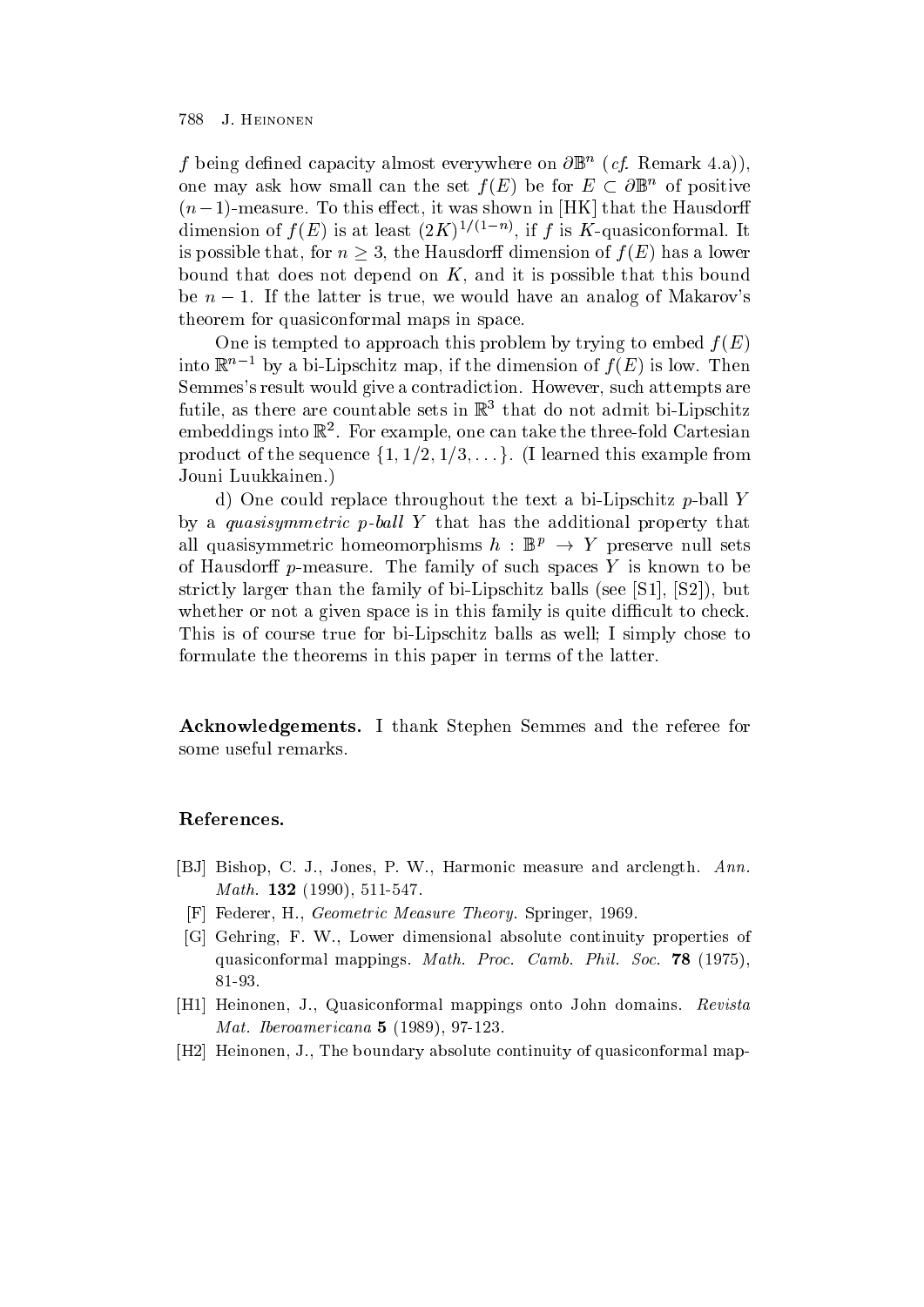$f$ being defined capacity almost everywhere on $\partial \mathbb{B}^n$ (*cf.* Remark 4.a)), one may ask how small can the set $f(E)$ be for $E \subset \partial \mathbb{B}^n$ of positive $(n-1)$-measure. To this effect, it was shown in [HK] that the Hausdorff dimension of $f(E)$ is at least $(2K)^{1/(1-n)}$, if $f$ is $K$-quasiconformal. It is possible that, for $n \geq 3$, the Hausdorff dimension of $f(E)$ has a lower bound that does not depend on $K$, and it is possible that this bound be $n-1$. If the latter is true, we would have an analog of Makarov's theorem for quasiconformal maps in space.

One is tempted to approach this problem by trying to embed $f(E)$ into $\mathbb{R}^{n-1}$ by a bi-Lipschitz map, if the dimension of $f(E)$ is low. Then Semmes's result would give a contradiction. However, such attempts are futile, as there are countable sets in $\mathbb{R}^3$ that do not admit bi-Lipschitz embeddings into $\mathbb{R}^2$. For example, one can take the three-fold Cartesian product of the sequence $\{1, 1/2, 1/3, \ldots\}$. (I learned this example from Jouni Luukkainen.)

d) One could replace throughout the text a bi-Lipschitz $p$-ball $Y$ by a *quasisymmetric $p$-ball* $Y$ that has the additional property that all quasisymmetric homeomorphisms $h : \mathbb{B}^p \to Y$ preserve null sets of Hausdorff $p$-measure. The family of such spaces $Y$ is known to be strictly larger than the family of bi-Lipschitz balls (see [S1], [S2]), but whether or not a given space is in this family is quite difficult to check. This is of course true for bi-Lipschitz balls as well; I simply chose to formulate the theorems in this paper in terms of the latter.

**Acknowledgements.** I thank Stephen Semmes and the referee for some useful remarks.

## References.

[BJ] Bishop, C. J., Jones, P. W., Harmonic measure and arclength. *Ann. Math.* **132** (1990), 511-547.

[F] Federer, H., *Geometric Measure Theory*. Springer, 1969.

[G] Gehring, F. W., Lower dimensional absolute continuity properties of quasiconformal mappings. *Math. Proc. Camb. Phil. Soc.* **78** (1975), 81-93.

[H1] Heinonen, J., Quasiconformal mappings onto John domains. *Revista Mat. Iberoamericana* **5** (1989), 97-123.

[H2] Heinonen, J., The boundary absolute continuity of quasiconformal map-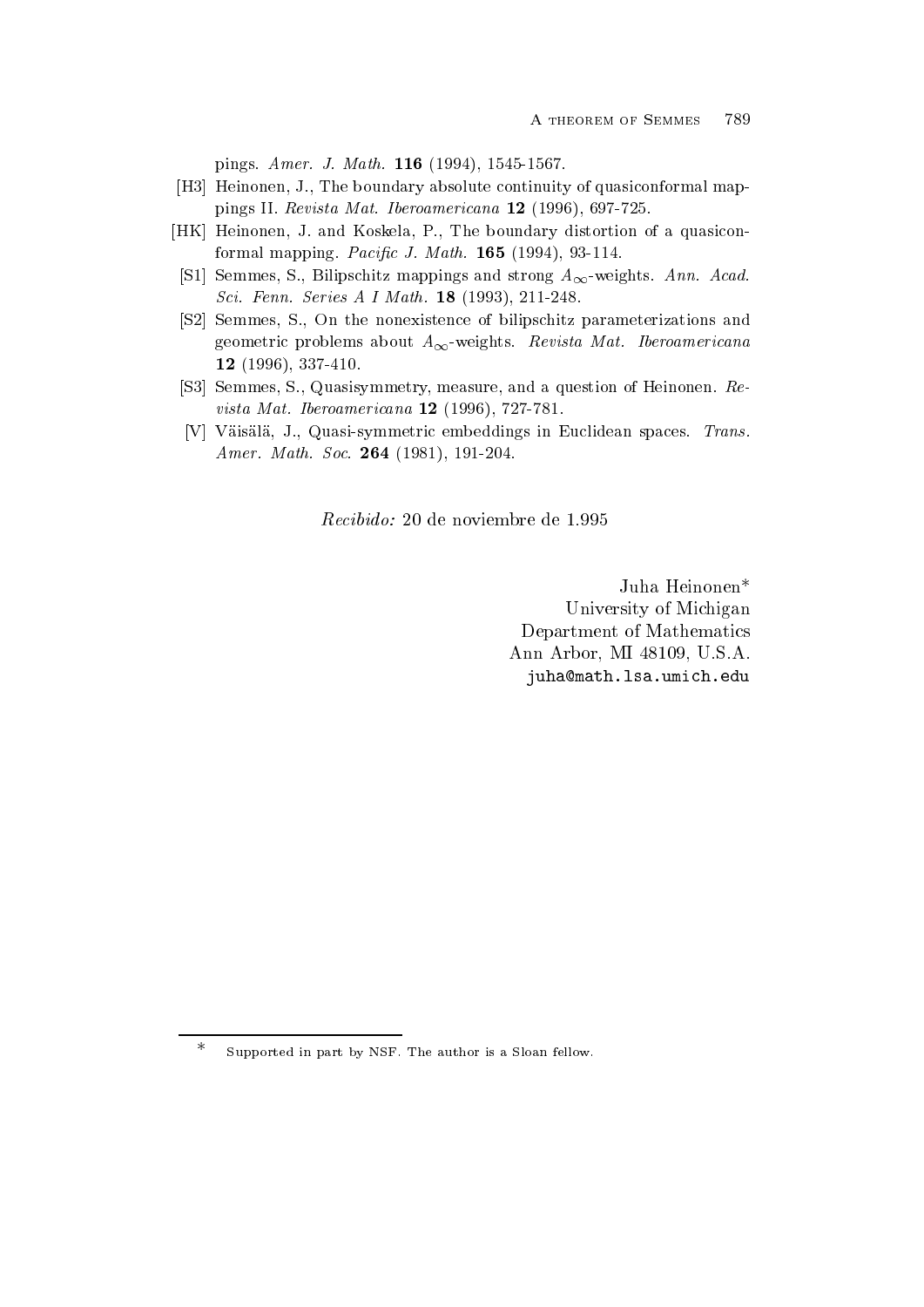pings. *Amer. J. Math.* **116** (1994), 1545-1567.

[H3] Heinonen, J., The boundary absolute continuity of quasiconformal mappings II. *Revista Mat. Iberoamericana* **12** (1996), 697-725.

[HK] Heinonen, J. and Koskela, P., The boundary distortion of a quasiconformal mapping. *Pacific J. Math.* **165** (1994), 93-114.

[S1] Semmes, S., Bilipschitz mappings and strong $A_\infty$-weights. *Ann. Acad. Sci. Fenn. Series A I Math.* **18** (1993), 211-248.

[S2] Semmes, S., On the nonexistence of bilipschitz parameterizations and geometric problems about $A_\infty$-weights. *Revista Mat. Iberoamericana* **12** (1996), 337-410.

[S3] Semmes, S., Quasisymmetry, measure, and a question of Heinonen. *Revista Mat. Iberoamericana* **12** (1996), 727-781.

[V] Väisälä, J., Quasi-symmetric embeddings in Euclidean spaces. *Trans. Amer. Math. Soc.* **264** (1981), 191-204.

*Recibido:* 20 de noviembre de 1.995

Juha Heinonen*
University of Michigan
Department of Mathematics
Ann Arbor, MI 48109, U.S.A.
juha@math.lsa.umich.edu

\* Supported in part by NSF. The author is a Sloan fellow.